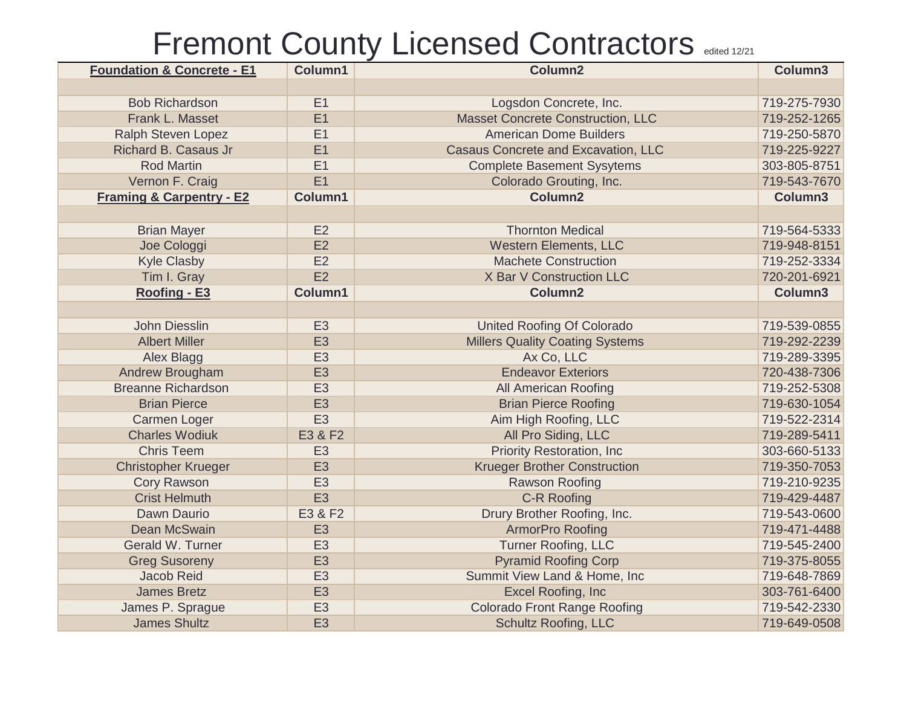# Fremont County Licensed Contractors

edited 12/21

| Foundation & Concrete - E1 | Column1 | Column2 | Column3 |
|---|---|---|---|
| | | | |
| Bob Richardson | E1 | Logsdon Concrete, Inc. | 719-275-7930 |
| Frank L. Masset | E1 | Masset Concrete Construction, LLC | 719-252-1265 |
| Ralph Steven Lopez | E1 | American Dome Builders | 719-250-5870 |
| Richard B. Casaus Jr | E1 | Casaus Concrete and Excavation, LLC | 719-225-9227 |
| Rod Martin | E1 | Complete Basement Sysytems | 303-805-8751 |
| Vernon F. Craig | E1 | Colorado Grouting, Inc. | 719-543-7670 |
| **Framing & Carpentry - E2** | **Column1** | **Column2** | **Column3** |
| | | | |
| Brian Mayer | E2 | Thornton Medical | 719-564-5333 |
| Joe Cologgi | E2 | Western Elements, LLC | 719-948-8151 |
| Kyle Clasby | E2 | Machete Construction | 719-252-3334 |
| Tim I. Gray | E2 | X Bar V Construction LLC | 720-201-6921 |
| **Roofing - E3** | **Column1** | **Column2** | **Column3** |
| | | | |
| John Diesslin | E3 | United Roofing Of Colorado | 719-539-0855 |
| Albert Miller | E3 | Millers Quality Coating Systems | 719-292-2239 |
| Alex Blagg | E3 | Ax Co, LLC | 719-289-3395 |
| Andrew Brougham | E3 | Endeavor Exteriors | 720-438-7306 |
| Breanne Richardson | E3 | All American Roofing | 719-252-5308 |
| Brian Pierce | E3 | Brian Pierce Roofing | 719-630-1054 |
| Carmen Loger | E3 | Aim High Roofing, LLC | 719-522-2314 |
| Charles Wodiuk | E3 & F2 | All Pro Siding, LLC | 719-289-5411 |
| Chris Teem | E3 | Priority Restoration, Inc | 303-660-5133 |
| Christopher Krueger | E3 | Krueger Brother Construction | 719-350-7053 |
| Cory Rawson | E3 | Rawson Roofing | 719-210-9235 |
| Crist Helmuth | E3 | C-R Roofing | 719-429-4487 |
| Dawn Daurio | E3 & F2 | Drury Brother Roofing, Inc. | 719-543-0600 |
| Dean McSwain | E3 | ArmorPro Roofing | 719-471-4488 |
| Gerald W. Turner | E3 | Turner Roofing, LLC | 719-545-2400 |
| Greg Susoreny | E3 | Pyramid Roofing Corp | 719-375-8055 |
| Jacob Reid | E3 | Summit View Land & Home, Inc | 719-648-7869 |
| James Bretz | E3 | Excel Roofing, Inc | 303-761-6400 |
| James P. Sprague | E3 | Colorado Front Range Roofing | 719-542-2330 |
| James Shultz | E3 | Schultz Roofing, LLC | 719-649-0508 |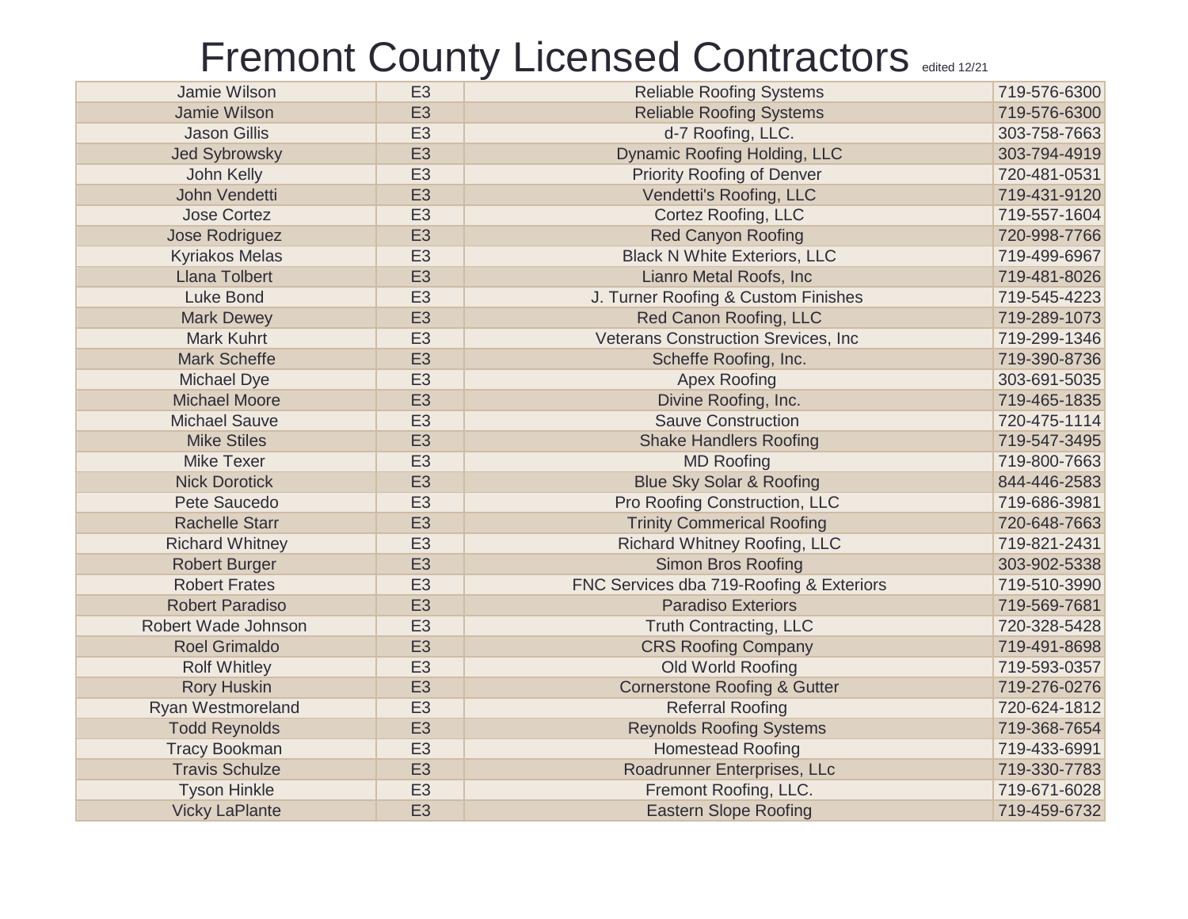# Fremont County Licensed Contractors

edited 12/21

| | | | |
|---|---|---|---|
| Jamie Wilson | E3 | Reliable Roofing Systems | 719-576-6300 |
| Jamie Wilson | E3 | Reliable Roofing Systems | 719-576-6300 |
| Jason Gillis | E3 | d-7 Roofing, LLC. | 303-758-7663 |
| Jed Sybrowsky | E3 | Dynamic Roofing Holding, LLC | 303-794-4919 |
| John Kelly | E3 | Priority Roofing of Denver | 720-481-0531 |
| John Vendetti | E3 | Vendetti's Roofing, LLC | 719-431-9120 |
| Jose Cortez | E3 | Cortez Roofing, LLC | 719-557-1604 |
| Jose Rodriguez | E3 | Red Canyon Roofing | 720-998-7766 |
| Kyriakos Melas | E3 | Black N White Exteriors, LLC | 719-499-6967 |
| Llana Tolbert | E3 | Lianro Metal Roofs, Inc | 719-481-8026 |
| Luke Bond | E3 | J. Turner Roofing & Custom Finishes | 719-545-4223 |
| Mark Dewey | E3 | Red Canon Roofing, LLC | 719-289-1073 |
| Mark Kuhrt | E3 | Veterans Construction Srevices, Inc | 719-299-1346 |
| Mark Scheffe | E3 | Scheffe Roofing, Inc. | 719-390-8736 |
| Michael Dye | E3 | Apex Roofing | 303-691-5035 |
| Michael Moore | E3 | Divine Roofing, Inc. | 719-465-1835 |
| Michael Sauve | E3 | Sauve Construction | 720-475-1114 |
| Mike Stiles | E3 | Shake Handlers Roofing | 719-547-3495 |
| Mike Texer | E3 | MD Roofing | 719-800-7663 |
| Nick Dorotick | E3 | Blue Sky Solar & Roofing | 844-446-2583 |
| Pete Saucedo | E3 | Pro Roofing Construction, LLC | 719-686-3981 |
| Rachelle Starr | E3 | Trinity Commerical Roofing | 720-648-7663 |
| Richard Whitney | E3 | Richard Whitney Roofing, LLC | 719-821-2431 |
| Robert Burger | E3 | Simon Bros Roofing | 303-902-5338 |
| Robert Frates | E3 | FNC Services dba 719-Roofing & Exteriors | 719-510-3990 |
| Robert Paradiso | E3 | Paradiso Exteriors | 719-569-7681 |
| Robert Wade Johnson | E3 | Truth Contracting, LLC | 720-328-5428 |
| Roel Grimaldo | E3 | CRS Roofing Company | 719-491-8698 |
| Rolf Whitley | E3 | Old World Roofing | 719-593-0357 |
| Rory Huskin | E3 | Cornerstone Roofing & Gutter | 719-276-0276 |
| Ryan Westmoreland | E3 | Referral Roofing | 720-624-1812 |
| Todd Reynolds | E3 | Reynolds Roofing Systems | 719-368-7654 |
| Tracy Bookman | E3 | Homestead Roofing | 719-433-6991 |
| Travis Schulze | E3 | Roadrunner Enterprises, LLc | 719-330-7783 |
| Tyson Hinkle | E3 | Fremont Roofing, LLC. | 719-671-6028 |
| Vicky LaPlante | E3 | Eastern Slope Roofing | 719-459-6732 |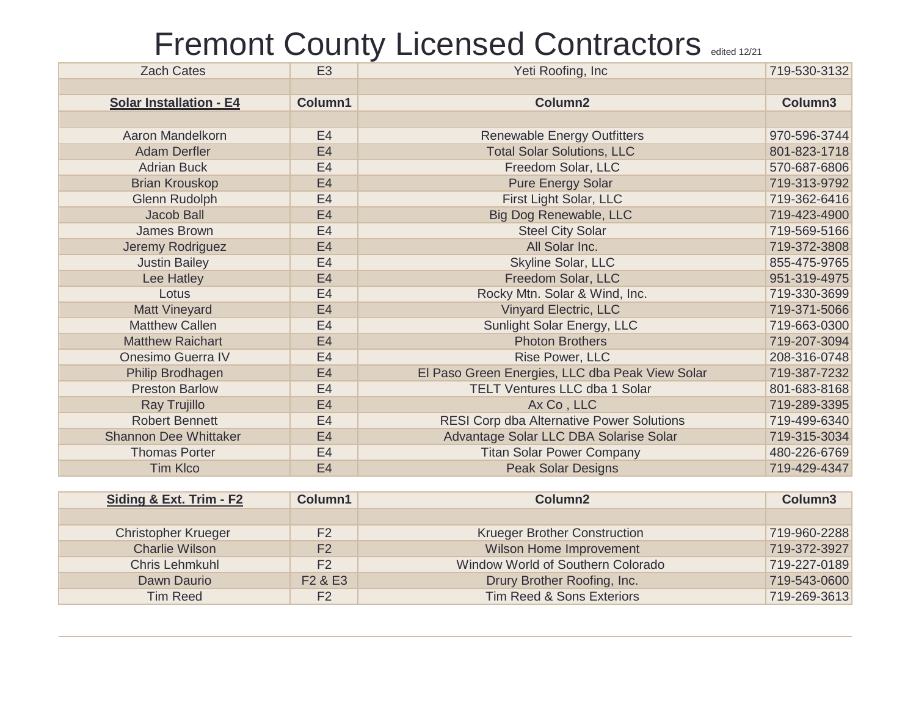# Fremont County Licensed Contractors

edited 12/21

| Zach Cates | E3 | Yeti Roofing, Inc | 719-530-3132 |
|---|---|---|---|
| | | | |
| **Solar Installation - E4** | **Column1** | **Column2** | **Column3** |
| | | | |
| Aaron Mandelkorn | E4 | Renewable Energy Outfitters | 970-596-3744 |
| Adam Derfler | E4 | Total Solar Solutions, LLC | 801-823-1718 |
| Adrian Buck | E4 | Freedom Solar, LLC | 570-687-6806 |
| Brian Krouskop | E4 | Pure Energy Solar | 719-313-9792 |
| Glenn Rudolph | E4 | First Light Solar, LLC | 719-362-6416 |
| Jacob Ball | E4 | Big Dog Renewable, LLC | 719-423-4900 |
| James Brown | E4 | Steel City Solar | 719-569-5166 |
| Jeremy Rodriguez | E4 | All Solar Inc. | 719-372-3808 |
| Justin Bailey | E4 | Skyline Solar, LLC | 855-475-9765 |
| Lee Hatley | E4 | Freedom Solar, LLC | 951-319-4975 |
| Lotus | E4 | Rocky Mtn. Solar & Wind, Inc. | 719-330-3699 |
| Matt Vineyard | E4 | Vinyard Electric, LLC | 719-371-5066 |
| Matthew Callen | E4 | Sunlight Solar Energy, LLC | 719-663-0300 |
| Matthew Raichart | E4 | Photon Brothers | 719-207-3094 |
| Onesimo Guerra IV | E4 | Rise Power, LLC | 208-316-0748 |
| Philip Brodhagen | E4 | El Paso Green Energies, LLC dba Peak View Solar | 719-387-7232 |
| Preston Barlow | E4 | TELT Ventures LLC dba 1 Solar | 801-683-8168 |
| Ray Trujillo | E4 | Ax Co , LLC | 719-289-3395 |
| Robert Bennett | E4 | RESI Corp dba Alternative Power Solutions | 719-499-6340 |
| Shannon Dee Whittaker | E4 | Advantage Solar LLC DBA Solarise Solar | 719-315-3034 |
| Thomas Porter | E4 | Titan Solar Power Company | 480-226-6769 |
| Tim Klco | E4 | Peak Solar Designs | 719-429-4347 |

| **Siding & Ext. Trim - F2** | **Column1** | **Column2** | **Column3** |
|---|---|---|---|
| | | | |
| Christopher Krueger | F2 | Krueger Brother Construction | 719-960-2288 |
| Charlie Wilson | F2 | Wilson Home Improvement | 719-372-3927 |
| Chris Lehmkuhl | F2 | Window World of Southern Colorado | 719-227-0189 |
| Dawn Daurio | F2 & E3 | Drury Brother Roofing, Inc. | 719-543-0600 |
| Tim Reed | F2 | Tim Reed & Sons Exteriors | 719-269-3613 |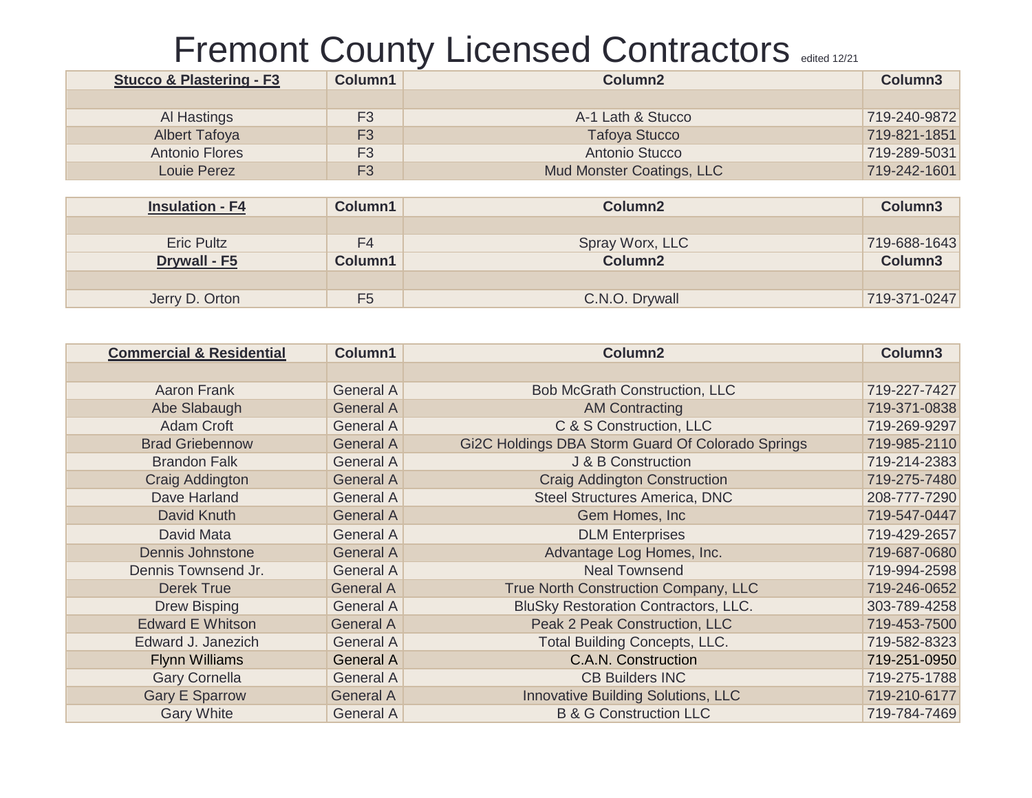# Fremont County Licensed Contractors

edited 12/21

| Stucco & Plastering - F3 | Column1 | Column2 | Column3 |
|---|---|---|---|
| | | | |
| Al Hastings | F3 | A-1 Lath & Stucco | 719-240-9872 |
| Albert Tafoya | F3 | Tafoya Stucco | 719-821-1851 |
| Antonio Flores | F3 | Antonio Stucco | 719-289-5031 |
| Louie Perez | F3 | Mud Monster Coatings, LLC | 719-242-1601 |

| Insulation - F4 | Column1 | Column2 | Column3 |
|---|---|---|---|
| | | | |
| Eric Pultz | F4 | Spray Worx, LLC | 719-688-1643 |

| Drywall - F5 | Column1 | Column2 | Column3 |
|---|---|---|---|
| | | | |
| Jerry D. Orton | F5 | C.N.O. Drywall | 719-371-0247 |

| Commercial & Residential | Column1 | Column2 | Column3 |
|---|---|---|---|
| | | | |
| Aaron Frank | General A | Bob McGrath Construction, LLC | 719-227-7427 |
| Abe Slabaugh | General A | AM Contracting | 719-371-0838 |
| Adam Croft | General A | C & S Construction, LLC | 719-269-9297 |
| Brad Griebennow | General A | Gi2C Holdings DBA Storm Guard Of Colorado Springs | 719-985-2110 |
| Brandon Falk | General A | J & B Construction | 719-214-2383 |
| Craig Addington | General A | Craig Addington Construction | 719-275-7480 |
| Dave Harland | General A | Steel Structures America, DNC | 208-777-7290 |
| David Knuth | General A | Gem Homes, Inc | 719-547-0447 |
| David Mata | General A | DLM Enterprises | 719-429-2657 |
| Dennis Johnstone | General A | Advantage Log Homes, Inc. | 719-687-0680 |
| Dennis Townsend Jr. | General A | Neal Townsend | 719-994-2598 |
| Derek True | General A | True North Construction Company, LLC | 719-246-0652 |
| Drew Bisping | General A | BluSky Restoration Contractors, LLC. | 303-789-4258 |
| Edward E Whitson | General A | Peak 2 Peak Construction, LLC | 719-453-7500 |
| Edward J. Janezich | General A | Total Building Concepts, LLC. | 719-582-8323 |
| Flynn Williams | General A | C.A.N. Construction | 719-251-0950 |
| Gary Cornella | General A | CB Builders INC | 719-275-1788 |
| Gary E Sparrow | General A | Innovative Building Solutions, LLC | 719-210-6177 |
| Gary White | General A | B & G Construction LLC | 719-784-7469 |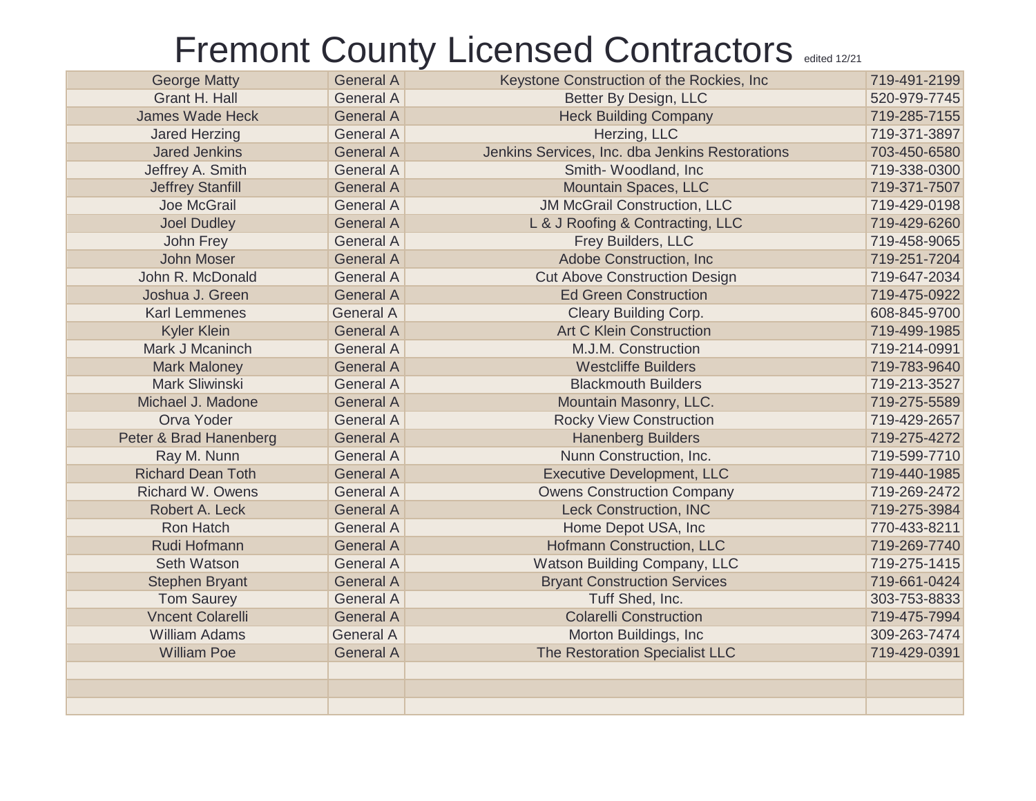# Fremont County Licensed Contractors

edited 12/21

| | | | |
|---|---|---|---|
| George Matty | General A | Keystone Construction of the Rockies, Inc | 719-491-2199 |
| Grant H. Hall | General A | Better By Design, LLC | 520-979-7745 |
| James Wade Heck | General A | Heck Building Company | 719-285-7155 |
| Jared Herzing | General A | Herzing, LLC | 719-371-3897 |
| Jared Jenkins | General A | Jenkins Services, Inc. dba Jenkins Restorations | 703-450-6580 |
| Jeffrey A. Smith | General A | Smith- Woodland, Inc | 719-338-0300 |
| Jeffrey Stanfill | General A | Mountain Spaces, LLC | 719-371-7507 |
| Joe McGrail | General A | JM McGrail Construction, LLC | 719-429-0198 |
| Joel Dudley | General A | L & J Roofing & Contracting, LLC | 719-429-6260 |
| John Frey | General A | Frey Builders, LLC | 719-458-9065 |
| John Moser | General A | Adobe Construction, Inc | 719-251-7204 |
| John R. McDonald | General A | Cut Above Construction Design | 719-647-2034 |
| Joshua J. Green | General A | Ed Green Construction | 719-475-0922 |
| Karl Lemmenes | General A | Cleary Building Corp. | 608-845-9700 |
| Kyler Klein | General A | Art C Klein Construction | 719-499-1985 |
| Mark J Mcaninch | General A | M.J.M. Construction | 719-214-0991 |
| Mark Maloney | General A | Westcliffe Builders | 719-783-9640 |
| Mark Sliwinski | General A | Blackmouth Builders | 719-213-3527 |
| Michael J. Madone | General A | Mountain Masonry, LLC. | 719-275-5589 |
| Orva Yoder | General A | Rocky View Construction | 719-429-2657 |
| Peter & Brad Hanenberg | General A | Hanenberg Builders | 719-275-4272 |
| Ray M. Nunn | General A | Nunn Construction, Inc. | 719-599-7710 |
| Richard Dean Toth | General A | Executive Development, LLC | 719-440-1985 |
| Richard W. Owens | General A | Owens Construction Company | 719-269-2472 |
| Robert A. Leck | General A | Leck Construction, INC | 719-275-3984 |
| Ron Hatch | General A | Home Depot USA, Inc | 770-433-8211 |
| Rudi Hofmann | General A | Hofmann Construction, LLC | 719-269-7740 |
| Seth Watson | General A | Watson Building Company, LLC | 719-275-1415 |
| Stephen Bryant | General A | Bryant Construction Services | 719-661-0424 |
| Tom Saurey | General A | Tuff Shed, Inc. | 303-753-8833 |
| Vncent Colarelli | General A | Colarelli Construction | 719-475-7994 |
| William Adams | General A | Morton Buildings, Inc | 309-263-7474 |
| William Poe | General A | The Restoration Specialist LLC | 719-429-0391 |
| | | | |
| | | | |
| | | | |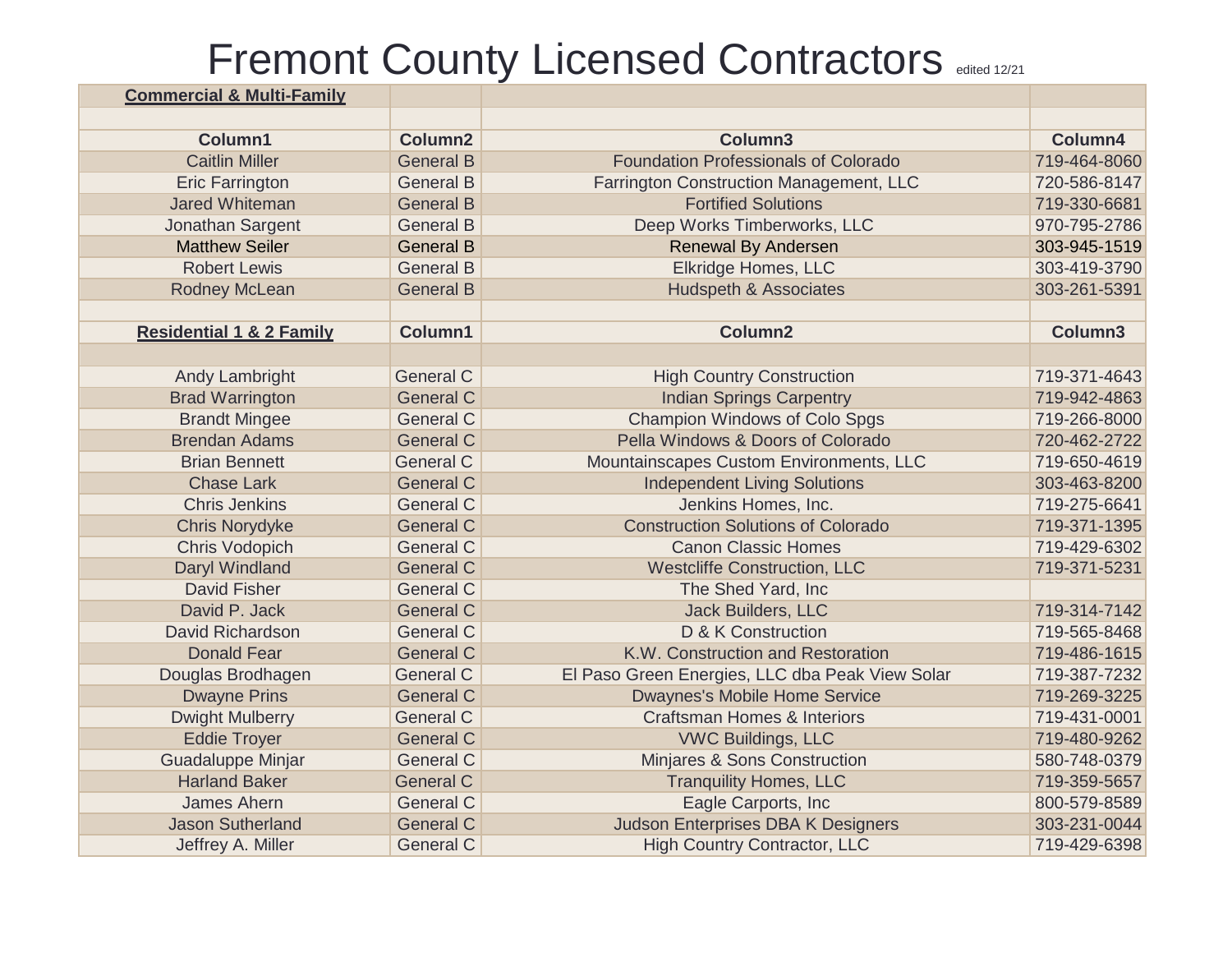# Fremont County Licensed Contractors

edited 12/21

| **Commercial & Multi-Family** | | | |
|---|---|---|---|
| | | | |
| **Column1** | **Column2** | **Column3** | **Column4** |
| Caitlin Miller | General B | Foundation Professionals of Colorado | 719-464-8060 |
| Eric Farrington | General B | Farrington Construction Management, LLC | 720-586-8147 |
| Jared Whiteman | General B | Fortified Solutions | 719-330-6681 |
| Jonathan Sargent | General B | Deep Works Timberworks, LLC | 970-795-2786 |
| Matthew Seiler | General B | Renewal By Andersen | 303-945-1519 |
| Robert Lewis | General B | Elkridge Homes, LLC | 303-419-3790 |
| Rodney McLean | General B | Hudspeth & Associates | 303-261-5391 |
| | | | |
| **Residential 1 & 2 Family** | **Column1** | **Column2** | **Column3** |
| | | | |
| Andy Lambright | General C | High Country Construction | 719-371-4643 |
| Brad Warrington | General C | Indian Springs Carpentry | 719-942-4863 |
| Brandt Mingee | General C | Champion Windows of Colo Spgs | 719-266-8000 |
| Brendan Adams | General C | Pella Windows & Doors of Colorado | 720-462-2722 |
| Brian Bennett | General C | Mountainscapes Custom Environments, LLC | 719-650-4619 |
| Chase Lark | General C | Independent Living Solutions | 303-463-8200 |
| Chris Jenkins | General C | Jenkins Homes, Inc. | 719-275-6641 |
| Chris Norydyke | General C | Construction Solutions of Colorado | 719-371-1395 |
| Chris Vodopich | General C | Canon Classic Homes | 719-429-6302 |
| Daryl Windland | General C | Westcliffe Construction, LLC | 719-371-5231 |
| David Fisher | General C | The Shed Yard, Inc | |
| David P. Jack | General C | Jack Builders, LLC | 719-314-7142 |
| David Richardson | General C | D & K Construction | 719-565-8468 |
| Donald Fear | General C | K.W. Construction and Restoration | 719-486-1615 |
| Douglas Brodhagen | General C | El Paso Green Energies, LLC dba Peak View Solar | 719-387-7232 |
| Dwayne Prins | General C | Dwaynes's Mobile Home Service | 719-269-3225 |
| Dwight Mulberry | General C | Craftsman Homes & Interiors | 719-431-0001 |
| Eddie Troyer | General C | VWC Buildings, LLC | 719-480-9262 |
| Guadaluppe Minjar | General C | Minjares & Sons Construction | 580-748-0379 |
| Harland Baker | General C | Tranquility Homes, LLC | 719-359-5657 |
| James Ahern | General C | Eagle Carports, Inc | 800-579-8589 |
| Jason Sutherland | General C | Judson Enterprises DBA K Designers | 303-231-0044 |
| Jeffrey A. Miller | General C | High Country Contractor, LLC | 719-429-6398 |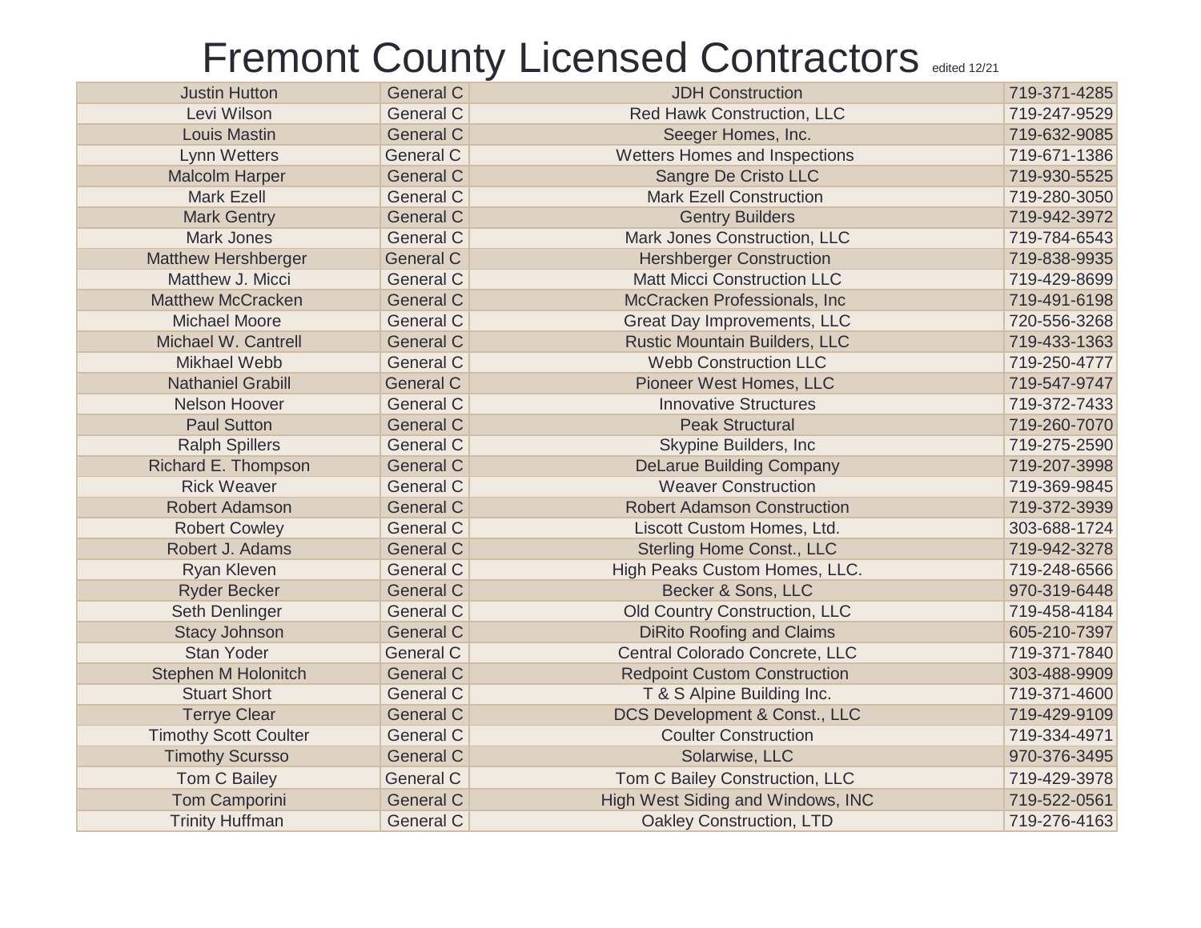# Fremont County Licensed Contractors

edited 12/21

| | | | |
|---|---|---|---|
| Justin Hutton | General C | JDH Construction | 719-371-4285 |
| Levi Wilson | General C | Red Hawk Construction, LLC | 719-247-9529 |
| Louis Mastin | General C | Seeger Homes, Inc. | 719-632-9085 |
| Lynn Wetters | General C | Wetters Homes and Inspections | 719-671-1386 |
| Malcolm Harper | General C | Sangre De Cristo LLC | 719-930-5525 |
| Mark Ezell | General C | Mark Ezell Construction | 719-280-3050 |
| Mark Gentry | General C | Gentry Builders | 719-942-3972 |
| Mark Jones | General C | Mark Jones Construction, LLC | 719-784-6543 |
| Matthew Hershberger | General C | Hershberger Construction | 719-838-9935 |
| Matthew J. Micci | General C | Matt Micci Construction LLC | 719-429-8699 |
| Matthew McCracken | General C | McCracken Professionals, Inc | 719-491-6198 |
| Michael Moore | General C | Great Day Improvements, LLC | 720-556-3268 |
| Michael W. Cantrell | General C | Rustic Mountain Builders, LLC | 719-433-1363 |
| Mikhael Webb | General C | Webb Construction LLC | 719-250-4777 |
| Nathaniel Grabill | General C | Pioneer West Homes, LLC | 719-547-9747 |
| Nelson Hoover | General C | Innovative Structures | 719-372-7433 |
| Paul Sutton | General C | Peak Structural | 719-260-7070 |
| Ralph Spillers | General C | Skypine Builders, Inc | 719-275-2590 |
| Richard E. Thompson | General C | DeLarue Building Company | 719-207-3998 |
| Rick Weaver | General C | Weaver Construction | 719-369-9845 |
| Robert Adamson | General C | Robert Adamson Construction | 719-372-3939 |
| Robert Cowley | General C | Liscott Custom Homes, Ltd. | 303-688-1724 |
| Robert J. Adams | General C | Sterling Home Const., LLC | 719-942-3278 |
| Ryan Kleven | General C | High Peaks Custom Homes, LLC. | 719-248-6566 |
| Ryder Becker | General C | Becker & Sons, LLC | 970-319-6448 |
| Seth Denlinger | General C | Old Country Construction, LLC | 719-458-4184 |
| Stacy Johnson | General C | DiRito Roofing and Claims | 605-210-7397 |
| Stan Yoder | General C | Central Colorado Concrete, LLC | 719-371-7840 |
| Stephen M Holonitch | General C | Redpoint Custom Construction | 303-488-9909 |
| Stuart Short | General C | T & S Alpine Building Inc. | 719-371-4600 |
| Terrye Clear | General C | DCS Development & Const., LLC | 719-429-9109 |
| Timothy Scott Coulter | General C | Coulter Construction | 719-334-4971 |
| Timothy Scursso | General C | Solarwise, LLC | 970-376-3495 |
| Tom C Bailey | General C | Tom C Bailey Construction, LLC | 719-429-3978 |
| Tom Camporini | General C | High West Siding and Windows, INC | 719-522-0561 |
| Trinity Huffman | General C | Oakley Construction, LTD | 719-276-4163 |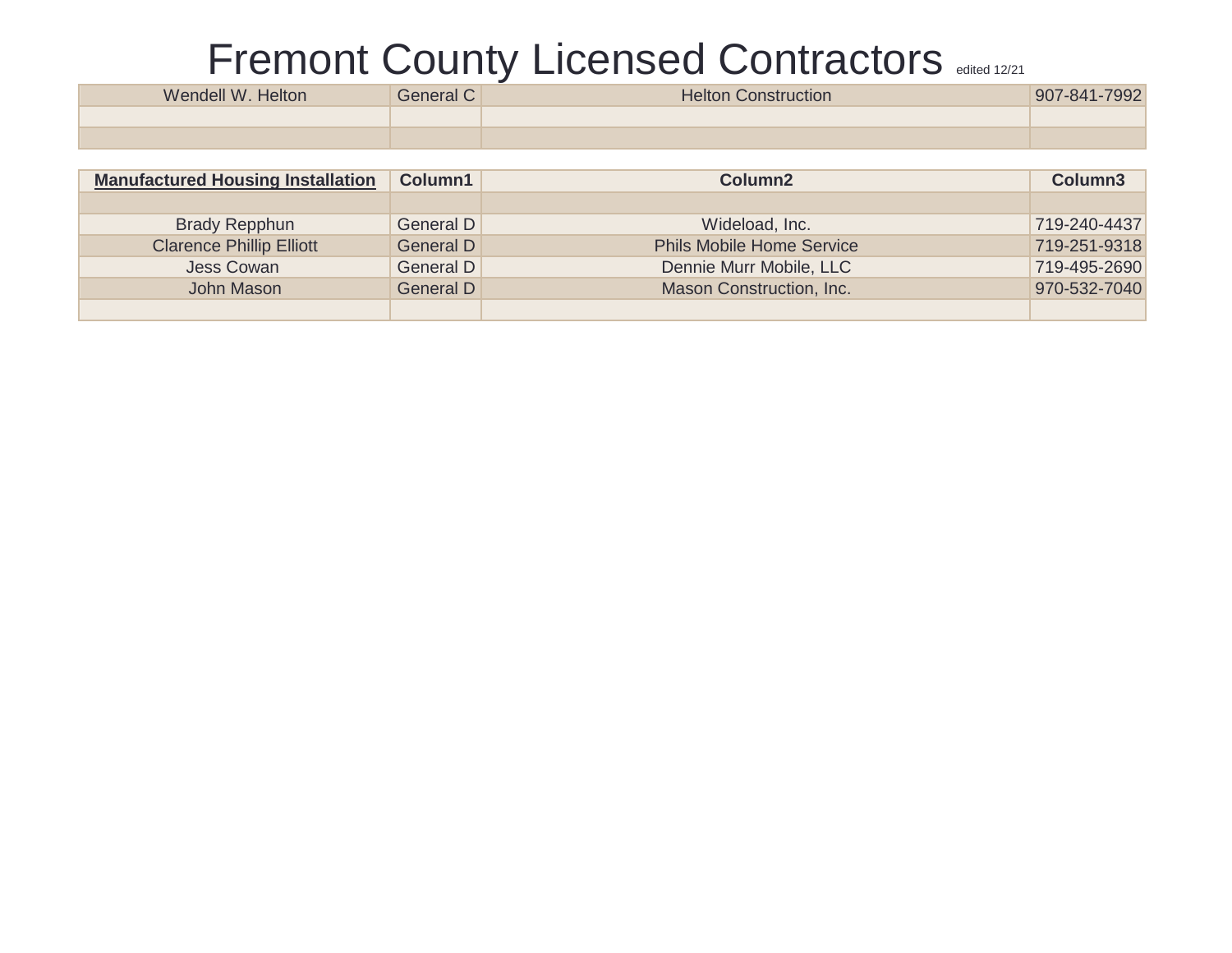# Fremont County Licensed Contractors edited 12/21

| | | | |
|---|---|---|---|
| Wendell W. Helton | General C | Helton Construction | 907-841-7992 |
| | | | |
| | | | |

| **Manufactured Housing Installation** | **Column1** | **Column2** | **Column3** |
|---|---|---|---|
| | | | |
| Brady Repphun | General D | Wideload, Inc. | 719-240-4437 |
| Clarence Phillip Elliott | General D | Phils Mobile Home Service | 719-251-9318 |
| Jess Cowan | General D | Dennie Murr Mobile, LLC | 719-495-2690 |
| John Mason | General D | Mason Construction, Inc. | 970-532-7040 |
| | | | |